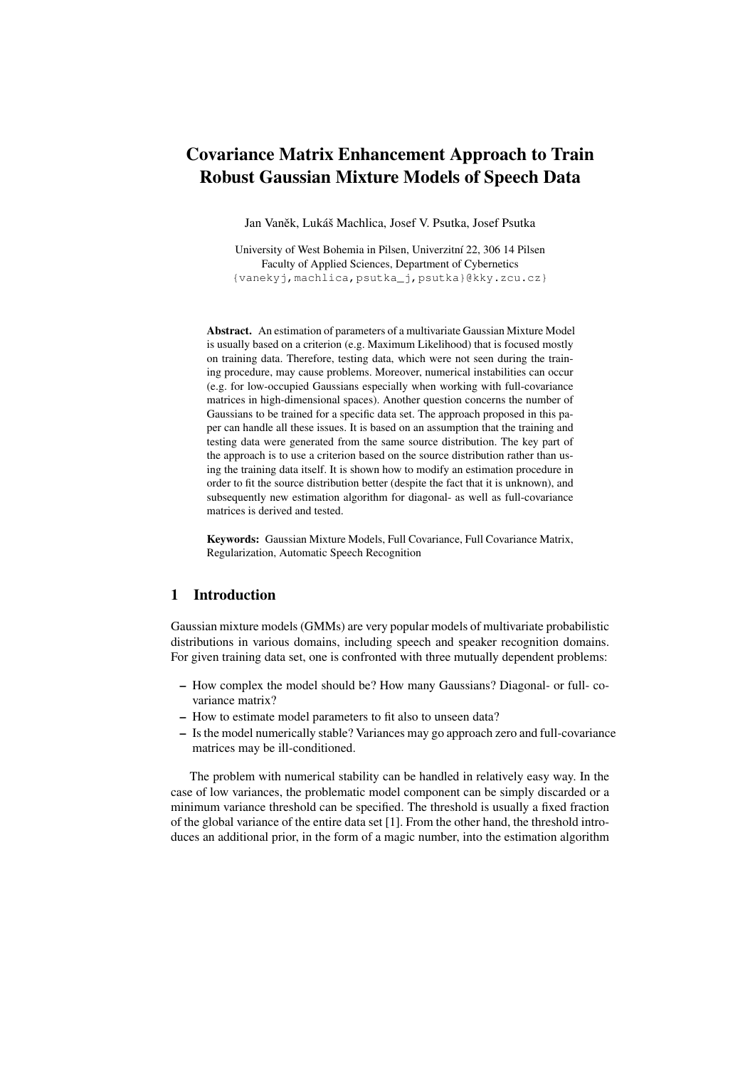# Covariance Matrix Enhancement Approach to Train Robust Gaussian Mixture Models of Speech Data

Jan Vaněk, Lukáš Machlica, Josef V. Psutka, Josef Psutka

University of West Bohemia in Pilsen, Univerzitní 22, 306 14 Pilsen
Faculty of Applied Sciences, Department of Cybernetics
{vanekyj,machlica,psutka_j,psutka}@kky.zcu.cz

**Abstract.** An estimation of parameters of a multivariate Gaussian Mixture Model is usually based on a criterion (e.g. Maximum Likelihood) that is focused mostly on training data. Therefore, testing data, which were not seen during the training procedure, may cause problems. Moreover, numerical instabilities can occur (e.g. for low-occupied Gaussians especially when working with full-covariance matrices in high-dimensional spaces). Another question concerns the number of Gaussians to be trained for a specific data set. The approach proposed in this paper can handle all these issues. It is based on an assumption that the training and testing data were generated from the same source distribution. The key part of the approach is to use a criterion based on the source distribution rather than using the training data itself. It is shown how to modify an estimation procedure in order to fit the source distribution better (despite the fact that it is unknown), and subsequently new estimation algorithm for diagonal- as well as full-covariance matrices is derived and tested.

**Keywords:** Gaussian Mixture Models, Full Covariance, Full Covariance Matrix, Regularization, Automatic Speech Recognition

## 1 Introduction

Gaussian mixture models (GMMs) are very popular models of multivariate probabilistic distributions in various domains, including speech and speaker recognition domains. For given training data set, one is confronted with three mutually dependent problems:

- How complex the model should be? How many Gaussians? Diagonal- or full- covariance matrix?
- How to estimate model parameters to fit also to unseen data?
- Is the model numerically stable? Variances may go approach zero and full-covariance matrices may be ill-conditioned.

The problem with numerical stability can be handled in relatively easy way. In the case of low variances, the problematic model component can be simply discarded or a minimum variance threshold can be specified. The threshold is usually a fixed fraction of the global variance of the entire data set [1]. From the other hand, the threshold introduces an additional prior, in the form of a magic number, into the estimation algorithm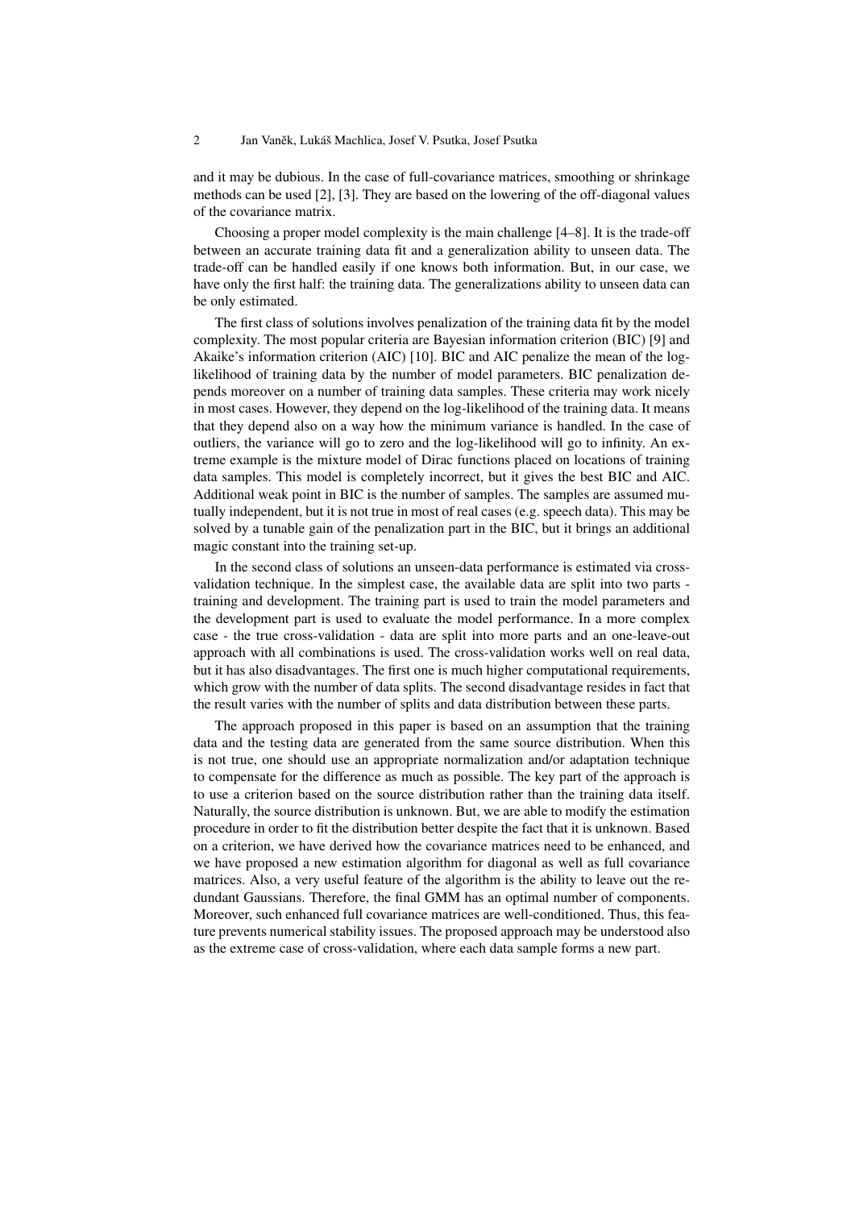and it may be dubious. In the case of full-covariance matrices, smoothing or shrinkage methods can be used [2], [3]. They are based on the lowering of the off-diagonal values of the covariance matrix.

Choosing a proper model complexity is the main challenge [4–8]. It is the trade-off between an accurate training data fit and a generalization ability to unseen data. The trade-off can be handled easily if one knows both information. But, in our case, we have only the first half: the training data. The generalizations ability to unseen data can be only estimated.

The first class of solutions involves penalization of the training data fit by the model complexity. The most popular criteria are Bayesian information criterion (BIC) [9] and Akaike's information criterion (AIC) [10]. BIC and AIC penalize the mean of the log-likelihood of training data by the number of model parameters. BIC penalization depends moreover on a number of training data samples. These criteria may work nicely in most cases. However, they depend on the log-likelihood of the training data. It means that they depend also on a way how the minimum variance is handled. In the case of outliers, the variance will go to zero and the log-likelihood will go to infinity. An extreme example is the mixture model of Dirac functions placed on locations of training data samples. This model is completely incorrect, but it gives the best BIC and AIC. Additional weak point in BIC is the number of samples. The samples are assumed mutually independent, but it is not true in most of real cases (e.g. speech data). This may be solved by a tunable gain of the penalization part in the BIC, but it brings an additional magic constant into the training set-up.

In the second class of solutions an unseen-data performance is estimated via cross-validation technique. In the simplest case, the available data are split into two parts - training and development. The training part is used to train the model parameters and the development part is used to evaluate the model performance. In a more complex case - the true cross-validation - data are split into more parts and an one-leave-out approach with all combinations is used. The cross-validation works well on real data, but it has also disadvantages. The first one is much higher computational requirements, which grow with the number of data splits. The second disadvantage resides in fact that the result varies with the number of splits and data distribution between these parts.

The approach proposed in this paper is based on an assumption that the training data and the testing data are generated from the same source distribution. When this is not true, one should use an appropriate normalization and/or adaptation technique to compensate for the difference as much as possible. The key part of the approach is to use a criterion based on the source distribution rather than the training data itself. Naturally, the source distribution is unknown. But, we are able to modify the estimation procedure in order to fit the distribution better despite the fact that it is unknown. Based on a criterion, we have derived how the covariance matrices need to be enhanced, and we have proposed a new estimation algorithm for diagonal as well as full covariance matrices. Also, a very useful feature of the algorithm is the ability to leave out the redundant Gaussians. Therefore, the final GMM has an optimal number of components. Moreover, such enhanced full covariance matrices are well-conditioned. Thus, this feature prevents numerical stability issues. The proposed approach may be understood also as the extreme case of cross-validation, where each data sample forms a new part.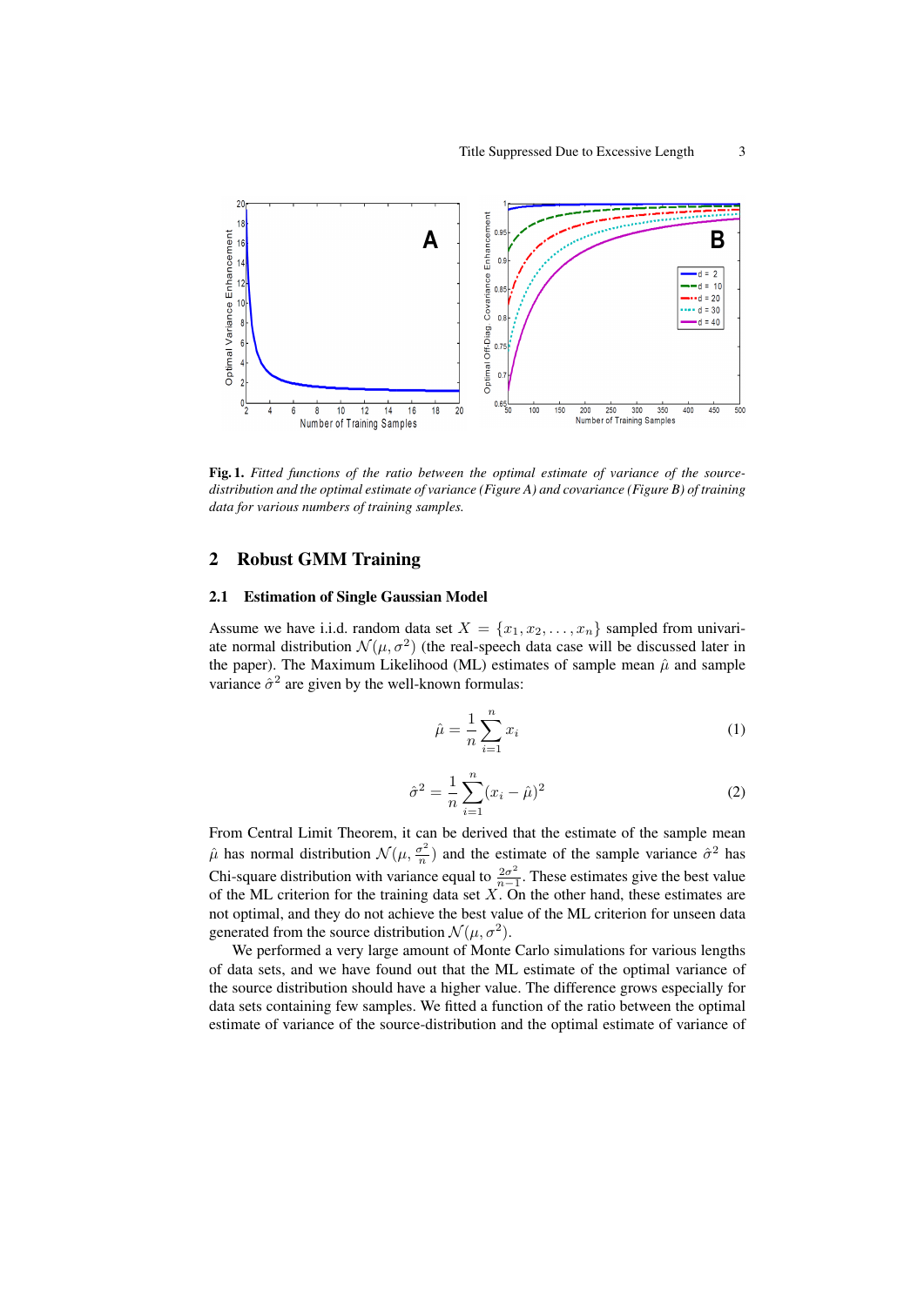**Fig. 1.** *Fitted functions of the ratio between the optimal estimate of variance of the source-distribution and the optimal estimate of variance (Figure A) and covariance (Figure B) of training data for various numbers of training samples.*

## 2 Robust GMM Training

### 2.1 Estimation of Single Gaussian Model

Assume we have i.i.d. random data set $X = \{x_1, x_2, \ldots, x_n\}$ sampled from univariate normal distribution $\mathcal{N}(\mu, \sigma^2)$ (the real-speech data case will be discussed later in the paper). The Maximum Likelihood (ML) estimates of sample mean $\hat{\mu}$ and sample variance $\hat{\sigma}^2$ are given by the well-known formulas:

$$\hat{\mu} = \frac{1}{n}\sum_{i=1}^{n} x_i \tag{1}$$

$$\hat{\sigma}^2 = \frac{1}{n}\sum_{i=1}^{n} (x_i - \hat{\mu})^2 \tag{2}$$

From Central Limit Theorem, it can be derived that the estimate of the sample mean $\hat{\mu}$ has normal distribution $\mathcal{N}(\mu, \frac{\sigma^2}{n})$ and the estimate of the sample variance $\hat{\sigma}^2$ has Chi-square distribution with variance equal to $\frac{2\sigma^2}{n-1}$. These estimates give the best value of the ML criterion for the training data set $X$. On the other hand, these estimates are not optimal, and they do not achieve the best value of the ML criterion for unseen data generated from the source distribution $\mathcal{N}(\mu, \sigma^2)$.

We performed a very large amount of Monte Carlo simulations for various lengths of data sets, and we have found out that the ML estimate of the optimal variance of the source distribution should have a higher value. The difference grows especially for data sets containing few samples. We fitted a function of the ratio between the optimal estimate of variance of the source-distribution and the optimal estimate of variance of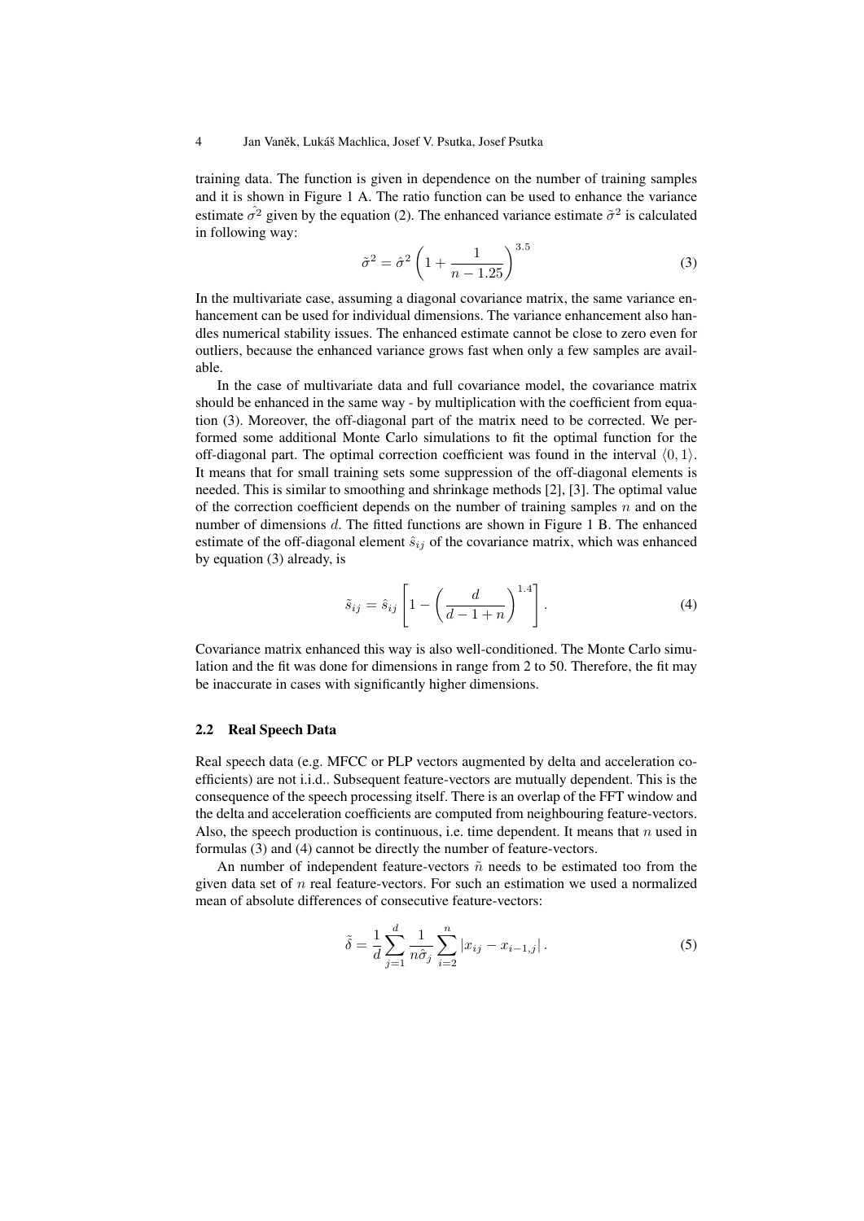training data. The function is given in dependence on the number of training samples and it is shown in Figure 1 A. The ratio function can be used to enhance the variance estimate $\hat{\sigma^2}$ given by the equation (2). The enhanced variance estimate $\tilde{\sigma}^2$ is calculated in following way:

$$\tilde{\sigma}^2 = \hat{\sigma}^2 \left(1 + \frac{1}{n - 1.25}\right)^{3.5} \tag{3}$$

In the multivariate case, assuming a diagonal covariance matrix, the same variance enhancement can be used for individual dimensions. The variance enhancement also handles numerical stability issues. The enhanced estimate cannot be close to zero even for outliers, because the enhanced variance grows fast when only a few samples are available.

In the case of multivariate data and full covariance model, the covariance matrix should be enhanced in the same way - by multiplication with the coefficient from equation (3). Moreover, the off-diagonal part of the matrix need to be corrected. We performed some additional Monte Carlo simulations to fit the optimal function for the off-diagonal part. The optimal correction coefficient was found in the interval $\langle 0, 1 \rangle$. It means that for small training sets some suppression of the off-diagonal elements is needed. This is similar to smoothing and shrinkage methods [2], [3]. The optimal value of the correction coefficient depends on the number of training samples $n$ and on the number of dimensions $d$. The fitted functions are shown in Figure 1 B. The enhanced estimate of the off-diagonal element $\hat{s}_{ij}$ of the covariance matrix, which was enhanced by equation (3) already, is

$$\tilde{s}_{ij} = \hat{s}_{ij} \left[1 - \left(\frac{d}{d - 1 + n}\right)^{1.4}\right]. \tag{4}$$

Covariance matrix enhanced this way is also well-conditioned. The Monte Carlo simulation and the fit was done for dimensions in range from 2 to 50. Therefore, the fit may be inaccurate in cases with significantly higher dimensions.

### 2.2 Real Speech Data

Real speech data (e.g. MFCC or PLP vectors augmented by delta and acceleration coefficients) are not i.i.d.. Subsequent feature-vectors are mutually dependent. This is the consequence of the speech processing itself. There is an overlap of the FFT window and the delta and acceleration coefficients are computed from neighbouring feature-vectors. Also, the speech production is continuous, i.e. time dependent. It means that $n$ used in formulas (3) and (4) cannot be directly the number of feature-vectors.

An number of independent feature-vectors $\tilde{n}$ needs to be estimated too from the given data set of $n$ real feature-vectors. For such an estimation we used a normalized mean of absolute differences of consecutive feature-vectors:

$$\tilde{\delta} = \frac{1}{d} \sum_{j=1}^{d} \frac{1}{n \hat{\sigma}_j} \sum_{i=2}^{n} |x_{ij} - x_{i-1,j}| \,. \tag{5}$$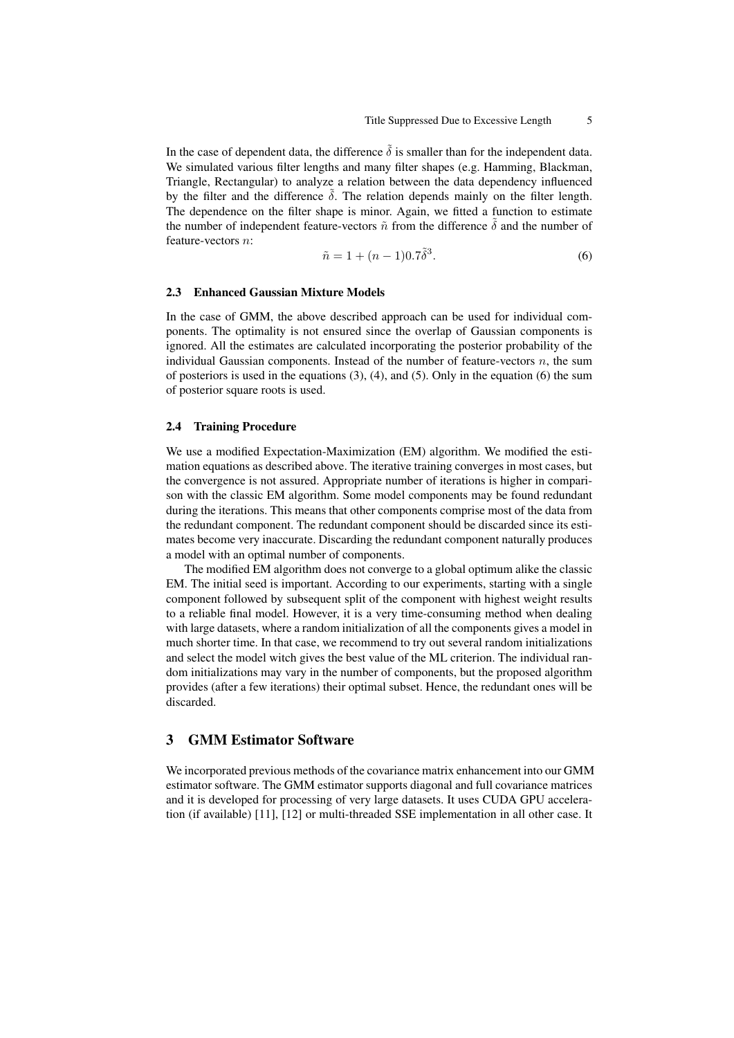In the case of dependent data, the difference $\tilde{\delta}$ is smaller than for the independent data. We simulated various filter lengths and many filter shapes (e.g. Hamming, Blackman, Triangle, Rectangular) to analyze a relation between the data dependency influenced by the filter and the difference $\tilde{\delta}$. The relation depends mainly on the filter length. The dependence on the filter shape is minor. Again, we fitted a function to estimate the number of independent feature-vectors $\tilde{n}$ from the difference $\tilde{\delta}$ and the number of feature-vectors $n$:

$$\tilde{n} = 1 + (n-1)0.7\tilde{\delta}^3. \tag{6}$$

### 2.3 Enhanced Gaussian Mixture Models

In the case of GMM, the above described approach can be used for individual components. The optimality is not ensured since the overlap of Gaussian components is ignored. All the estimates are calculated incorporating the posterior probability of the individual Gaussian components. Instead of the number of feature-vectors $n$, the sum of posteriors is used in the equations (3), (4), and (5). Only in the equation (6) the sum of posterior square roots is used.

### 2.4 Training Procedure

We use a modified Expectation-Maximization (EM) algorithm. We modified the estimation equations as described above. The iterative training converges in most cases, but the convergence is not assured. Appropriate number of iterations is higher in comparison with the classic EM algorithm. Some model components may be found redundant during the iterations. This means that other components comprise most of the data from the redundant component. The redundant component should be discarded since its estimates become very inaccurate. Discarding the redundant component naturally produces a model with an optimal number of components.

The modified EM algorithm does not converge to a global optimum alike the classic EM. The initial seed is important. According to our experiments, starting with a single component followed by subsequent split of the component with highest weight results to a reliable final model. However, it is a very time-consuming method when dealing with large datasets, where a random initialization of all the components gives a model in much shorter time. In that case, we recommend to try out several random initializations and select the model witch gives the best value of the ML criterion. The individual random initializations may vary in the number of components, but the proposed algorithm provides (after a few iterations) their optimal subset. Hence, the redundant ones will be discarded.

## 3 GMM Estimator Software

We incorporated previous methods of the covariance matrix enhancement into our GMM estimator software. The GMM estimator supports diagonal and full covariance matrices and it is developed for processing of very large datasets. It uses CUDA GPU acceleration (if available) [11], [12] or multi-threaded SSE implementation in all other case. It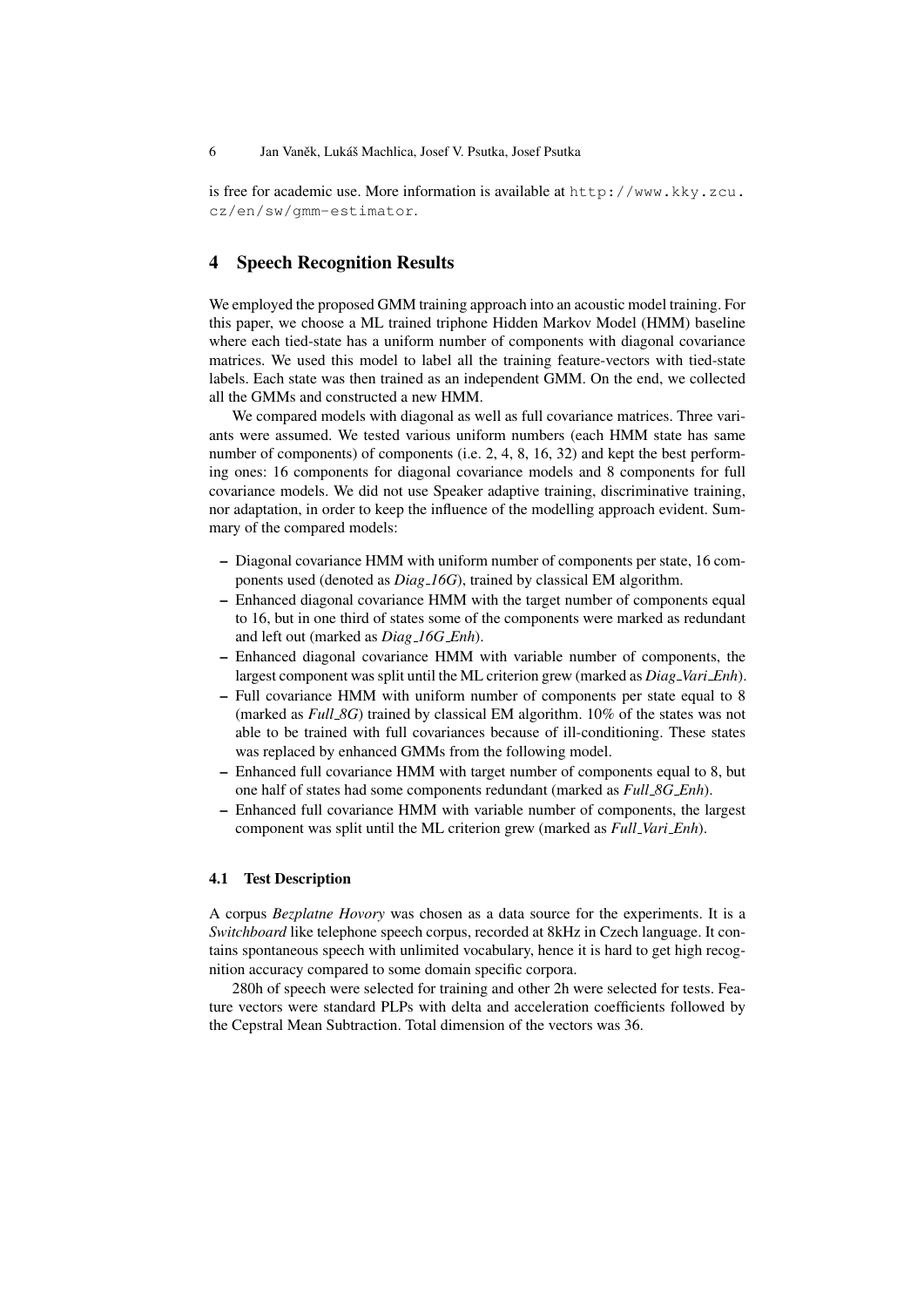is free for academic use. More information is available at http://www.kky.zcu.cz/en/sw/gmm-estimator.

## 4 Speech Recognition Results

We employed the proposed GMM training approach into an acoustic model training. For this paper, we choose a ML trained triphone Hidden Markov Model (HMM) baseline where each tied-state has a uniform number of components with diagonal covariance matrices. We used this model to label all the training feature-vectors with tied-state labels. Each state was then trained as an independent GMM. On the end, we collected all the GMMs and constructed a new HMM.

We compared models with diagonal as well as full covariance matrices. Three variants were assumed. We tested various uniform numbers (each HMM state has same number of components) of components (i.e. 2, 4, 8, 16, 32) and kept the best performing ones: 16 components for diagonal covariance models and 8 components for full covariance models. We did not use Speaker adaptive training, discriminative training, nor adaptation, in order to keep the influence of the modelling approach evident. Summary of the compared models:

- Diagonal covariance HMM with uniform number of components per state, 16 components used (denoted as *Diag_16G*), trained by classical EM algorithm.
- Enhanced diagonal covariance HMM with the target number of components equal to 16, but in one third of states some of the components were marked as redundant and left out (marked as *Diag_16G_Enh*).
- Enhanced diagonal covariance HMM with variable number of components, the largest component was split until the ML criterion grew (marked as *Diag_Vari_Enh*).
- Full covariance HMM with uniform number of components per state equal to 8 (marked as *Full_8G*) trained by classical EM algorithm. 10% of the states was not able to be trained with full covariances because of ill-conditioning. These states was replaced by enhanced GMMs from the following model.
- Enhanced full covariance HMM with target number of components equal to 8, but one half of states had some components redundant (marked as *Full_8G_Enh*).
- Enhanced full covariance HMM with variable number of components, the largest component was split until the ML criterion grew (marked as *Full_Vari_Enh*).

### 4.1 Test Description

A corpus *Bezplatne Hovory* was chosen as a data source for the experiments. It is a *Switchboard* like telephone speech corpus, recorded at 8kHz in Czech language. It contains spontaneous speech with unlimited vocabulary, hence it is hard to get high recognition accuracy compared to some domain specific corpora.

280h of speech were selected for training and other 2h were selected for tests. Feature vectors were standard PLPs with delta and acceleration coefficients followed by the Cepstral Mean Subtraction. Total dimension of the vectors was 36.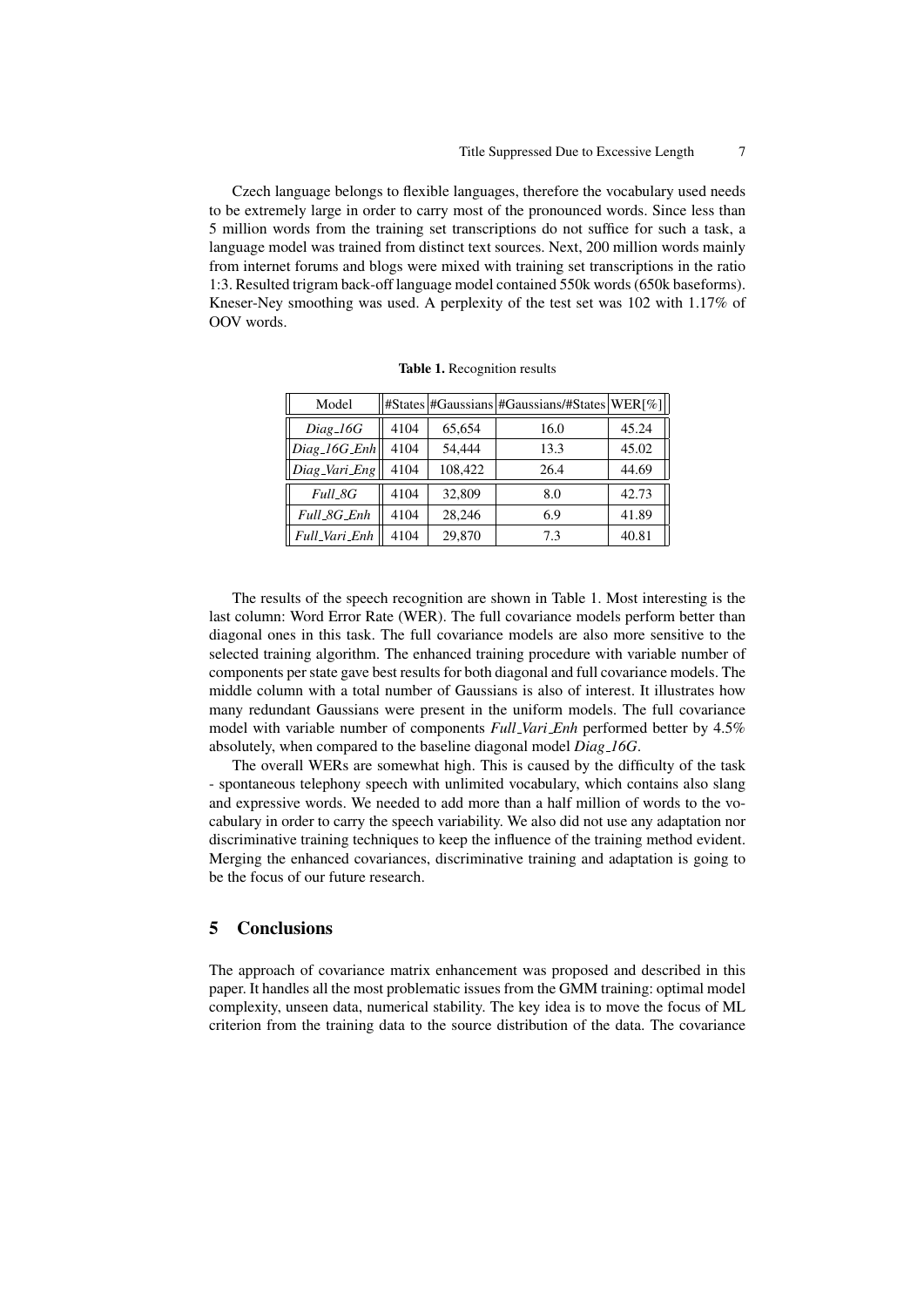Czech language belongs to flexible languages, therefore the vocabulary used needs to be extremely large in order to carry most of the pronounced words. Since less than 5 million words from the training set transcriptions do not suffice for such a task, a language model was trained from distinct text sources. Next, 200 million words mainly from internet forums and blogs were mixed with training set transcriptions in the ratio 1:3. Resulted trigram back-off language model contained 550k words (650k baseforms). Kneser-Ney smoothing was used. A perplexity of the test set was 102 with 1.17% of OOV words.

**Table 1.** Recognition results

| Model | #States | #Gaussians | #Gaussians/#States | WER[%] |
|---|---|---|---|---|
| *Diag_16G* | 4104 | 65,654 | 16.0 | 45.24 |
| *Diag_16G_Enh* | 4104 | 54,444 | 13.3 | 45.02 |
| *Diag_Vari_Eng* | 4104 | 108,422 | 26.4 | 44.69 |
| *Full_8G* | 4104 | 32,809 | 8.0 | 42.73 |
| *Full_8G_Enh* | 4104 | 28,246 | 6.9 | 41.89 |
| *Full_Vari_Enh* | 4104 | 29,870 | 7.3 | 40.81 |

The results of the speech recognition are shown in Table 1. Most interesting is the last column: Word Error Rate (WER). The full covariance models perform better than diagonal ones in this task. The full covariance models are also more sensitive to the selected training algorithm. The enhanced training procedure with variable number of components per state gave best results for both diagonal and full covariance models. The middle column with a total number of Gaussians is also of interest. It illustrates how many redundant Gaussians were present in the uniform models. The full covariance model with variable number of components *Full_Vari_Enh* performed better by 4.5% absolutely, when compared to the baseline diagonal model *Diag_16G*.

The overall WERs are somewhat high. This is caused by the difficulty of the task - spontaneous telephony speech with unlimited vocabulary, which contains also slang and expressive words. We needed to add more than a half million of words to the vocabulary in order to carry the speech variability. We also did not use any adaptation nor discriminative training techniques to keep the influence of the training method evident. Merging the enhanced covariances, discriminative training and adaptation is going to be the focus of our future research.

## 5 Conclusions

The approach of covariance matrix enhancement was proposed and described in this paper. It handles all the most problematic issues from the GMM training: optimal model complexity, unseen data, numerical stability. The key idea is to move the focus of ML criterion from the training data to the source distribution of the data. The covariance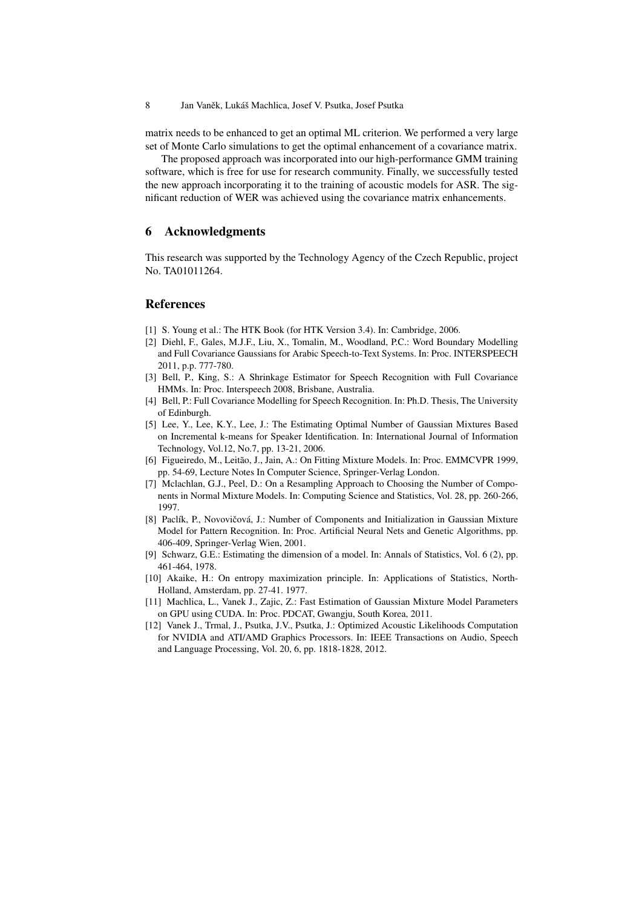matrix needs to be enhanced to get an optimal ML criterion. We performed a very large set of Monte Carlo simulations to get the optimal enhancement of a covariance matrix.

The proposed approach was incorporated into our high-performance GMM training software, which is free for use for research community. Finally, we successfully tested the new approach incorporating it to the training of acoustic models for ASR. The significant reduction of WER was achieved using the covariance matrix enhancements.

## 6 Acknowledgments

This research was supported by the Technology Agency of the Czech Republic, project No. TA01011264.

## References

[1] S. Young et al.: The HTK Book (for HTK Version 3.4). In: Cambridge, 2006.

[2] Diehl, F., Gales, M.J.F., Liu, X., Tomalin, M., Woodland, P.C.: Word Boundary Modelling and Full Covariance Gaussians for Arabic Speech-to-Text Systems. In: Proc. INTERSPEECH 2011, p.p. 777-780.

[3] Bell, P., King, S.: A Shrinkage Estimator for Speech Recognition with Full Covariance HMMs. In: Proc. Interspeech 2008, Brisbane, Australia.

[4] Bell, P.: Full Covariance Modelling for Speech Recognition. In: Ph.D. Thesis, The University of Edinburgh.

[5] Lee, Y., Lee, K.Y., Lee, J.: The Estimating Optimal Number of Gaussian Mixtures Based on Incremental k-means for Speaker Identification. In: International Journal of Information Technology, Vol.12, No.7, pp. 13-21, 2006.

[6] Figueiredo, M., Leitão, J., Jain, A.: On Fitting Mixture Models. In: Proc. EMMCVPR 1999, pp. 54-69, Lecture Notes In Computer Science, Springer-Verlag London.

[7] Mclachlan, G.J., Peel, D.: On a Resampling Approach to Choosing the Number of Components in Normal Mixture Models. In: Computing Science and Statistics, Vol. 28, pp. 260-266, 1997.

[8] Paclík, P., Novovičová, J.: Number of Components and Initialization in Gaussian Mixture Model for Pattern Recognition. In: Proc. Artificial Neural Nets and Genetic Algorithms, pp. 406-409, Springer-Verlag Wien, 2001.

[9] Schwarz, G.E.: Estimating the dimension of a model. In: Annals of Statistics, Vol. 6 (2), pp. 461-464, 1978.

[10] Akaike, H.: On entropy maximization principle. In: Applications of Statistics, North-Holland, Amsterdam, pp. 27-41. 1977.

[11] Machlica, L., Vanek J., Zajic, Z.: Fast Estimation of Gaussian Mixture Model Parameters on GPU using CUDA. In: Proc. PDCAT, Gwangju, South Korea, 2011.

[12] Vanek J., Trmal, J., Psutka, J.V., Psutka, J.: Optimized Acoustic Likelihoods Computation for NVIDIA and ATI/AMD Graphics Processors. In: IEEE Transactions on Audio, Speech and Language Processing, Vol. 20, 6, pp. 1818-1828, 2012.